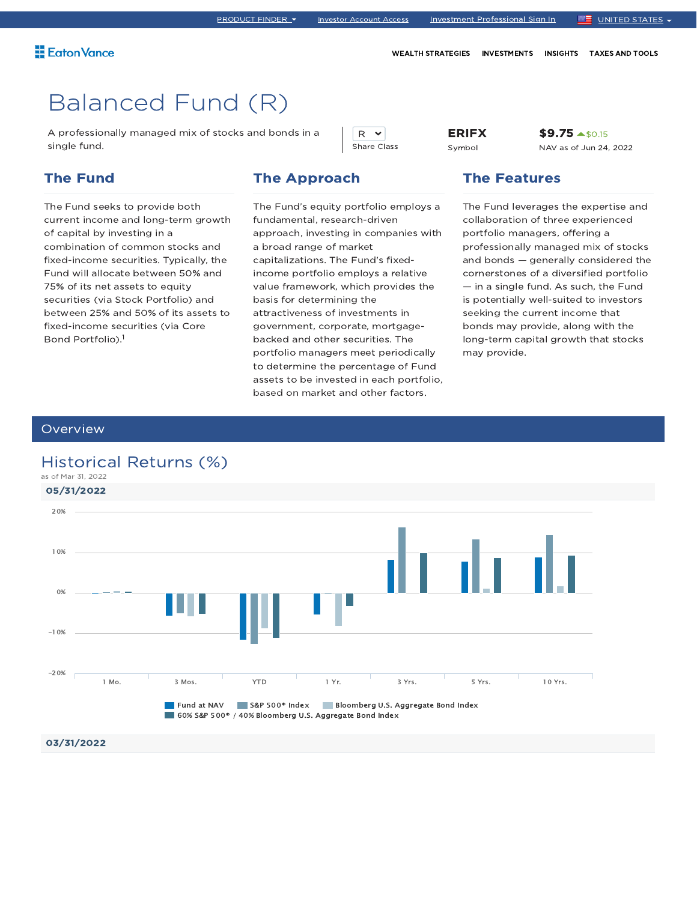PRODUCT FINDER | Investor Account Access | Investment Professional Sign In | UNITED STATES

Eaton Vance

WEALTH STRATEGIES | INVESTMENTS | INSIGHTS | TAXES AND TOOLS

# Balanced Fund (R)

A professionally managed mix of stocks and bonds in a single fund.

| Share Class | Symbol | NAV as of Jun 24, 2022 |
|---|---|---|
| R | ERIFX | $9.75 ▲$0.15 |

## The Fund

The Fund seeks to provide both current income and long-term growth of capital by investing in a combination of common stocks and fixed-income securities. Typically, the Fund will allocate between 50% and 75% of its net assets to equity securities (via Stock Portfolio) and between 25% and 50% of its assets to fixed-income securities (via Core Bond Portfolio).[1]

## The Approach

The Fund's equity portfolio employs a fundamental, research-driven approach, investing in companies with a broad range of market capitalizations. The Fund's fixed-income portfolio employs a relative value framework, which provides the basis for determining the attractiveness of investments in government, corporate, mortgage-backed and other securities. The portfolio managers meet periodically to determine the percentage of Fund assets to be invested in each portfolio, based on market and other factors.

## The Features

The Fund leverages the expertise and collaboration of three experienced portfolio managers, offering a professionally managed mix of stocks and bonds — generally considered the cornerstones of a diversified portfolio — in a single fund. As such, the Fund is potentially well-suited to investors seeking the current income that bonds may provide, along with the long-term capital growth that stocks may provide.

## Overview

### Historical Returns (%)

as of Mar 31, 2022

**05/31/2022**

Chart axis: 20%, 10%, 0%, -10%, -20%

Periods: 1 Mo. | 3 Mos. | YTD | 1 Yr. | 3 Yrs. | 5 Yrs. | 10 Yrs.

Legend: Fund at NAV | S&P 500® Index | Bloomberg U.S. Aggregate Bond Index | 60% S&P 500® / 40% Bloomberg U.S. Aggregate Bond Index

**03/31/2022**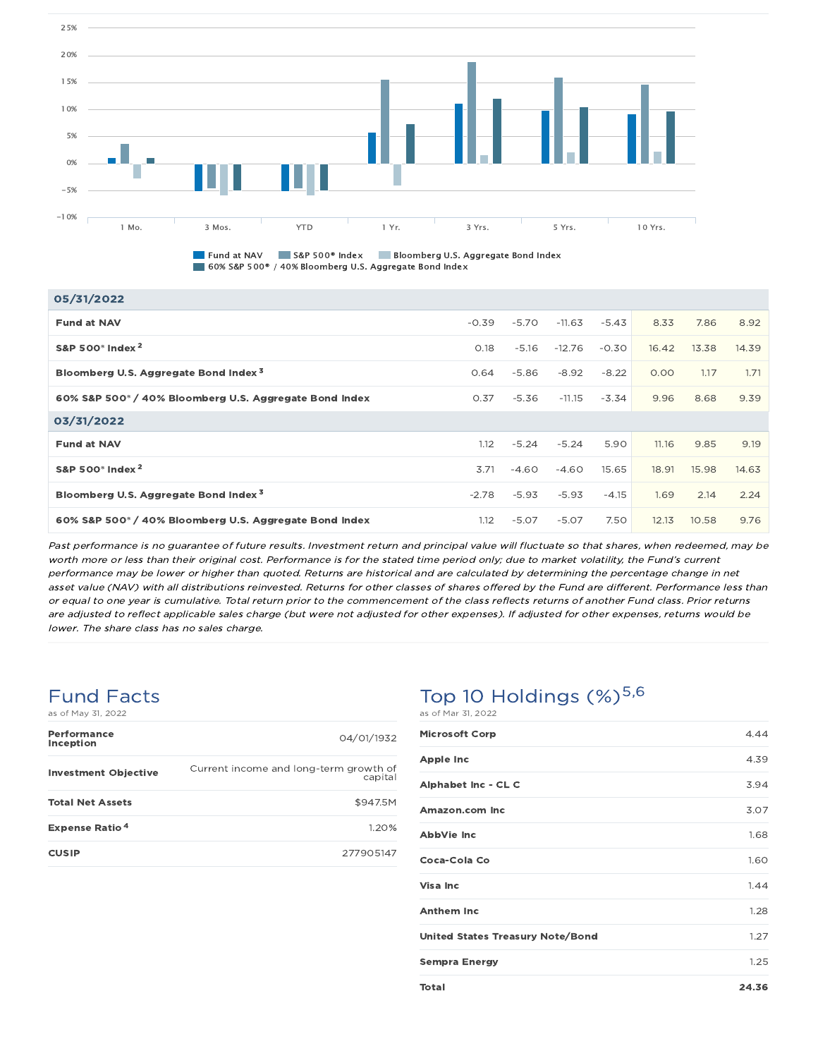| | 1 Mo. | 3 Mos. | YTD | 1 Yr. | 3 Yrs. | 5 Yrs. | 10 Yrs. |
|---|---|---|---|---|---|---|---|
| **05/31/2022** | | | | | | | |
| **Fund at NAV** | -0.39 | -5.70 | -11.63 | -5.43 | 8.33 | 7.86 | 8.92 |
| **S&P 500® Index [2]** | 0.18 | -5.16 | -12.76 | -0.30 | 16.42 | 13.38 | 14.39 |
| **Bloomberg U.S. Aggregate Bond Index [3]** | 0.64 | -5.86 | -8.92 | -8.22 | 0.00 | 1.17 | 1.71 |
| **60% S&P 500® / 40% Bloomberg U.S. Aggregate Bond Index** | 0.37 | -5.36 | -11.15 | -3.34 | 9.96 | 8.68 | 9.39 |
| **03/31/2022** | | | | | | | |
| **Fund at NAV** | 1.12 | -5.24 | -5.24 | 5.90 | 11.16 | 9.85 | 9.19 |
| **S&P 500® Index [2]** | 3.71 | -4.60 | -4.60 | 15.65 | 18.91 | 15.98 | 14.63 |
| **Bloomberg U.S. Aggregate Bond Index [3]** | -2.78 | -5.93 | -5.93 | -4.15 | 1.69 | 2.14 | 2.24 |
| **60% S&P 500® / 40% Bloomberg U.S. Aggregate Bond Index** | 1.12 | -5.07 | -5.07 | 7.50 | 12.13 | 10.58 | 9.76 |

Legend: Fund at NAV; S&P 500® Index; Bloomberg U.S. Aggregate Bond Index; 60% S&P 500® / 40% Bloomberg U.S. Aggregate Bond Index

*Past performance is no guarantee of future results. Investment return and principal value will fluctuate so that shares, when redeemed, may be worth more or less than their original cost. Performance is for the stated time period only; due to market volatility, the Fund's current performance may be lower or higher than quoted. Returns are historical and are calculated by determining the percentage change in net asset value (NAV) with all distributions reinvested. Returns for other classes of shares offered by the Fund are different. Performance less than or equal to one year is cumulative. Total return prior to the commencement of the class reflects returns of another Fund class. Prior returns are adjusted to reflect applicable sales charge (but were not adjusted for other expenses). If adjusted for other expenses, returns would be lower. The share class has no sales charge.*

## Fund Facts

as of May 31, 2022

| | |
|---|---|
| **Performance Inception** | 04/01/1932 |
| **Investment Objective** | Current income and long-term growth of capital |
| **Total Net Assets** | $947.5M |
| **Expense Ratio [4]** | 1.20% |
| **CUSIP** | 277905147 |

## Top 10 Holdings (%)[5,6]

as of Mar 31, 2022

| | |
|---|---|
| **Microsoft Corp** | 4.44 |
| **Apple Inc** | 4.39 |
| **Alphabet Inc - CL C** | 3.94 |
| **Amazon.com Inc** | 3.07 |
| **AbbVie Inc** | 1.68 |
| **Coca-Cola Co** | 1.60 |
| **Visa Inc** | 1.44 |
| **Anthem Inc** | 1.28 |
| **United States Treasury Note/Bond** | 1.27 |
| **Sempra Energy** | 1.25 |
| **Total** | **24.36** |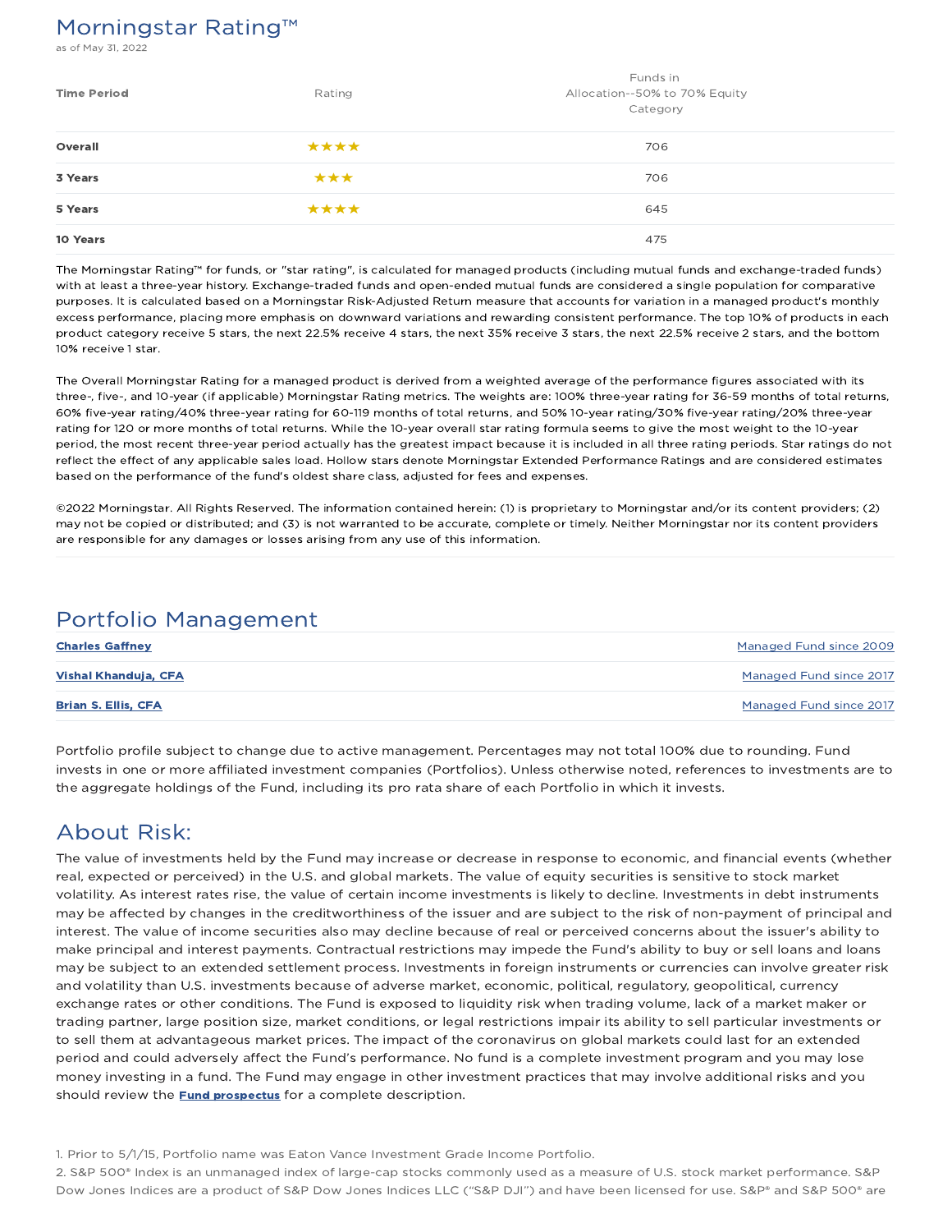## Morningstar Rating™

as of May 31, 2022

| Time Period | Rating | Funds in Allocation--50% to 70% Equity Category |
|---|---|---|
| **Overall** | ★★★★ | 706 |
| **3 Years** | ★★★ | 706 |
| **5 Years** | ★★★★ | 645 |
| **10 Years** | | 475 |

The Morningstar Rating™ for funds, or "star rating", is calculated for managed products (including mutual funds and exchange-traded funds) with at least a three-year history. Exchange-traded funds and open-ended mutual funds are considered a single population for comparative purposes. It is calculated based on a Morningstar Risk-Adjusted Return measure that accounts for variation in a managed product's monthly excess performance, placing more emphasis on downward variations and rewarding consistent performance. The top 10% of products in each product category receive 5 stars, the next 22.5% receive 4 stars, the next 35% receive 3 stars, the next 22.5% receive 2 stars, and the bottom 10% receive 1 star.

The Overall Morningstar Rating for a managed product is derived from a weighted average of the performance figures associated with its three-, five-, and 10-year (if applicable) Morningstar Rating metrics. The weights are: 100% three-year rating for 36-59 months of total returns, 60% five-year rating/40% three-year rating for 60-119 months of total returns, and 50% 10-year rating/30% five-year rating/20% three-year rating for 120 or more months of total returns. While the 10-year overall star rating formula seems to give the most weight to the 10-year period, the most recent three-year period actually has the greatest impact because it is included in all three rating periods. Star ratings do not reflect the effect of any applicable sales load. Hollow stars denote Morningstar Extended Performance Ratings and are considered estimates based on the performance of the fund's oldest share class, adjusted for fees and expenses.

©2022 Morningstar. All Rights Reserved. The information contained herein: (1) is proprietary to Morningstar and/or its content providers; (2) may not be copied or distributed; and (3) is not warranted to be accurate, complete or timely. Neither Morningstar nor its content providers are responsible for any damages or losses arising from any use of this information.

## Portfolio Management

| | |
|---|---|
| **Charles Gaffney** | Managed Fund since 2009 |
| **Vishal Khanduja, CFA** | Managed Fund since 2017 |
| **Brian S. Ellis, CFA** | Managed Fund since 2017 |

Portfolio profile subject to change due to active management. Percentages may not total 100% due to rounding. Fund invests in one or more affiliated investment companies (Portfolios). Unless otherwise noted, references to investments are to the aggregate holdings of the Fund, including its pro rata share of each Portfolio in which it invests.

## About Risk:

The value of investments held by the Fund may increase or decrease in response to economic, and financial events (whether real, expected or perceived) in the U.S. and global markets. The value of equity securities is sensitive to stock market volatility. As interest rates rise, the value of certain income investments is likely to decline. Investments in debt instruments may be affected by changes in the creditworthiness of the issuer and are subject to the risk of non-payment of principal and interest. The value of income securities also may decline because of real or perceived concerns about the issuer's ability to make principal and interest payments. Contractual restrictions may impede the Fund's ability to buy or sell loans and loans may be subject to an extended settlement process. Investments in foreign instruments or currencies can involve greater risk and volatility than U.S. investments because of adverse market, economic, political, regulatory, geopolitical, currency exchange rates or other conditions. The Fund is exposed to liquidity risk when trading volume, lack of a market maker or trading partner, large position size, market conditions, or legal restrictions impair its ability to sell particular investments or to sell them at advantageous market prices. The impact of the coronavirus on global markets could last for an extended period and could adversely affect the Fund's performance. No fund is a complete investment program and you may lose money investing in a fund. The Fund may engage in other investment practices that may involve additional risks and you should review the **Fund prospectus** for a complete description.

1. Prior to 5/1/15, Portfolio name was Eaton Vance Investment Grade Income Portfolio.
2. S&P 500® Index is an unmanaged index of large-cap stocks commonly used as a measure of U.S. stock market performance. S&P Dow Jones Indices are a product of S&P Dow Jones Indices LLC ("S&P DJI") and have been licensed for use. S&P® and S&P 500® are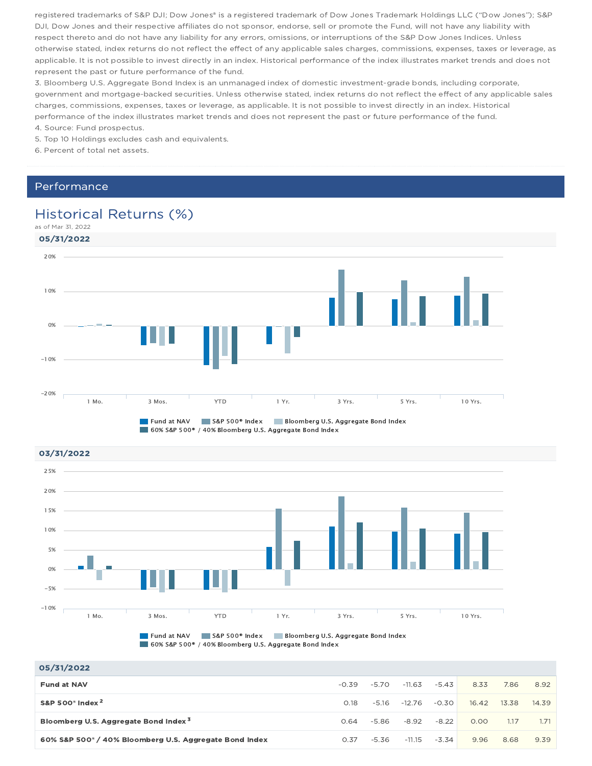registered trademarks of S&P DJI; Dow Jones® is a registered trademark of Dow Jones Trademark Holdings LLC ("Dow Jones"); S&P DJI, Dow Jones and their respective affiliates do not sponsor, endorse, sell or promote the Fund, will not have any liability with respect thereto and do not have any liability for any errors, omissions, or interruptions of the S&P Dow Jones Indices. Unless otherwise stated, index returns do not reflect the effect of any applicable sales charges, commissions, expenses, taxes or leverage, as applicable. It is not possible to invest directly in an index. Historical performance of the index illustrates market trends and does not represent the past or future performance of the fund.

3. Bloomberg U.S. Aggregate Bond Index is an unmanaged index of domestic investment-grade bonds, including corporate, government and mortgage-backed securities. Unless otherwise stated, index returns do not reflect the effect of any applicable sales charges, commissions, expenses, taxes or leverage, as applicable. It is not possible to invest directly in an index. Historical performance of the index illustrates market trends and does not represent the past or future performance of the fund.

4. Source: Fund prospectus.

5. Top 10 Holdings excludes cash and equivalents.

6. Percent of total net assets.

## Performance

### Historical Returns (%)

as of Mar 31, 2022

**05/31/2022**

Legend: Fund at NAV; S&P 500® Index; Bloomberg U.S. Aggregate Bond Index; 60% S&P 500® / 40% Bloomberg U.S. Aggregate Bond Index

Categories: 1 Mo., 3 Mos., YTD, 1 Yr., 3 Yrs., 5 Yrs., 10 Yrs.

**03/31/2022**

Legend: Fund at NAV; S&P 500® Index; Bloomberg U.S. Aggregate Bond Index; 60% S&P 500® / 40% Bloomberg U.S. Aggregate Bond Index

Categories: 1 Mo., 3 Mos., YTD, 1 Yr., 3 Yrs., 5 Yrs., 10 Yrs.

**05/31/2022**

| | 1 Mo. | 3 Mos. | YTD | 1 Yr. | 3 Yrs. | 5 Yrs. | 10 Yrs. |
|---|---|---|---|---|---|---|---|
| **Fund at NAV** | -0.39 | -5.70 | -11.63 | -5.43 | 8.33 | 7.86 | 8.92 |
| **S&P 500® Index [2]** | 0.18 | -5.16 | -12.76 | -0.30 | 16.42 | 13.38 | 14.39 |
| **Bloomberg U.S. Aggregate Bond Index [3]** | 0.64 | -5.86 | -8.92 | -8.22 | 0.00 | 1.17 | 1.71 |
| **60% S&P 500® / 40% Bloomberg U.S. Aggregate Bond Index** | 0.37 | -5.36 | -11.15 | -3.34 | 9.96 | 8.68 | 9.39 |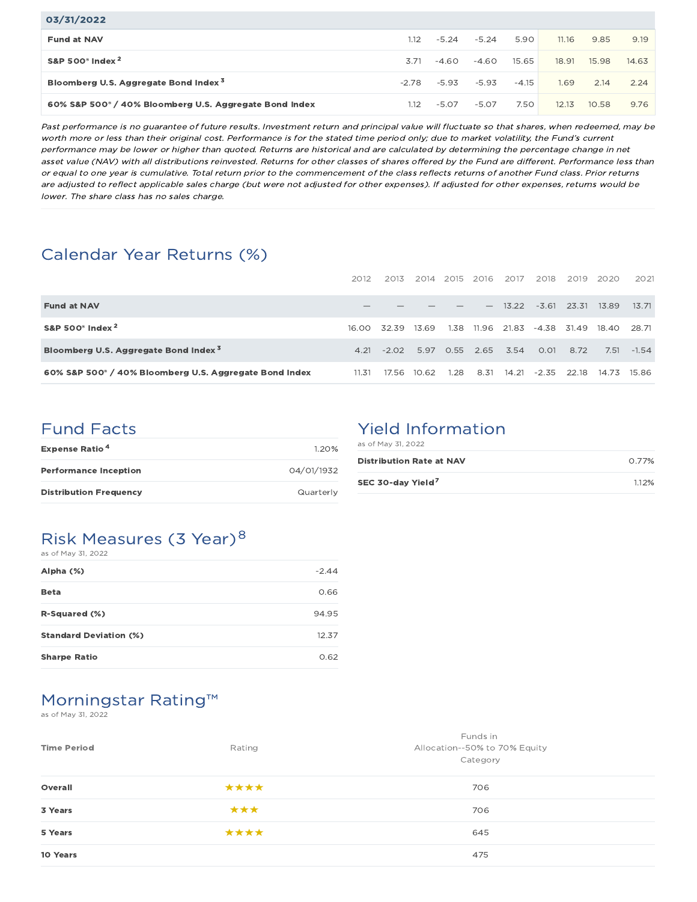| 03/31/2022 | | | | | | | |
|---|---|---|---|---|---|---|---|
| **Fund at NAV** | 1.12 | -5.24 | -5.24 | 5.90 | 11.16 | 9.85 | 9.19 |
| **S&P 500® Index** [2] | 3.71 | -4.60 | -4.60 | 15.65 | 18.91 | 15.98 | 14.63 |
| **Bloomberg U.S. Aggregate Bond Index** [3] | -2.78 | -5.93 | -5.93 | -4.15 | 1.69 | 2.14 | 2.24 |
| **60% S&P 500® / 40% Bloomberg U.S. Aggregate Bond Index** | 1.12 | -5.07 | -5.07 | 7.50 | 12.13 | 10.58 | 9.76 |

*Past performance is no guarantee of future results. Investment return and principal value will fluctuate so that shares, when redeemed, may be worth more or less than their original cost. Performance is for the stated time period only; due to market volatility, the Fund's current performance may be lower or higher than quoted. Returns are historical and are calculated by determining the percentage change in net asset value (NAV) with all distributions reinvested. Returns for other classes of shares offered by the Fund are different. Performance less than or equal to one year is cumulative. Total return prior to the commencement of the class reflects returns of another Fund class. Prior returns are adjusted to reflect applicable sales charge (but were not adjusted for other expenses). If adjusted for other expenses, returns would be lower. The share class has no sales charge.*

## Calendar Year Returns (%)

| | 2012 | 2013 | 2014 | 2015 | 2016 | 2017 | 2018 | 2019 | 2020 | 2021 |
|---|---|---|---|---|---|---|---|---|---|---|
| **Fund at NAV** | — | — | — | — | — | 13.22 | -3.61 | 23.31 | 13.89 | 13.71 |
| **S&P 500® Index** [2] | 16.00 | 32.39 | 13.69 | 1.38 | 11.96 | 21.83 | -4.38 | 31.49 | 18.40 | 28.71 |
| **Bloomberg U.S. Aggregate Bond Index** [3] | 4.21 | -2.02 | 5.97 | 0.55 | 2.65 | 3.54 | 0.01 | 8.72 | 7.51 | -1.54 |
| **60% S&P 500® / 40% Bloomberg U.S. Aggregate Bond Index** | 11.31 | 17.56 | 10.62 | 1.28 | 8.31 | 14.21 | -2.35 | 22.18 | 14.73 | 15.86 |

## Fund Facts

| | |
|---|---|
| **Expense Ratio** [4] | 1.20% |
| **Performance Inception** | 04/01/1932 |
| **Distribution Frequency** | Quarterly |

## Yield Information

as of May 31, 2022

| | |
|---|---|
| **Distribution Rate at NAV** | 0.77% |
| **SEC 30-day Yield** [7] | 1.12% |

## Risk Measures (3 Year)[8]

as of May 31, 2022

| | |
|---|---|
| **Alpha (%)** | -2.44 |
| **Beta** | 0.66 |
| **R-Squared (%)** | 94.95 |
| **Standard Deviation (%)** | 12.37 |
| **Sharpe Ratio** | 0.62 |

## Morningstar Rating™

as of May 31, 2022

| Time Period | Rating | Funds in Allocation--50% to 70% Equity Category |
|---|---|---|
| **Overall** | ★★★★ | 706 |
| **3 Years** | ★★★ | 706 |
| **5 Years** | ★★★★ | 645 |
| **10 Years** | | 475 |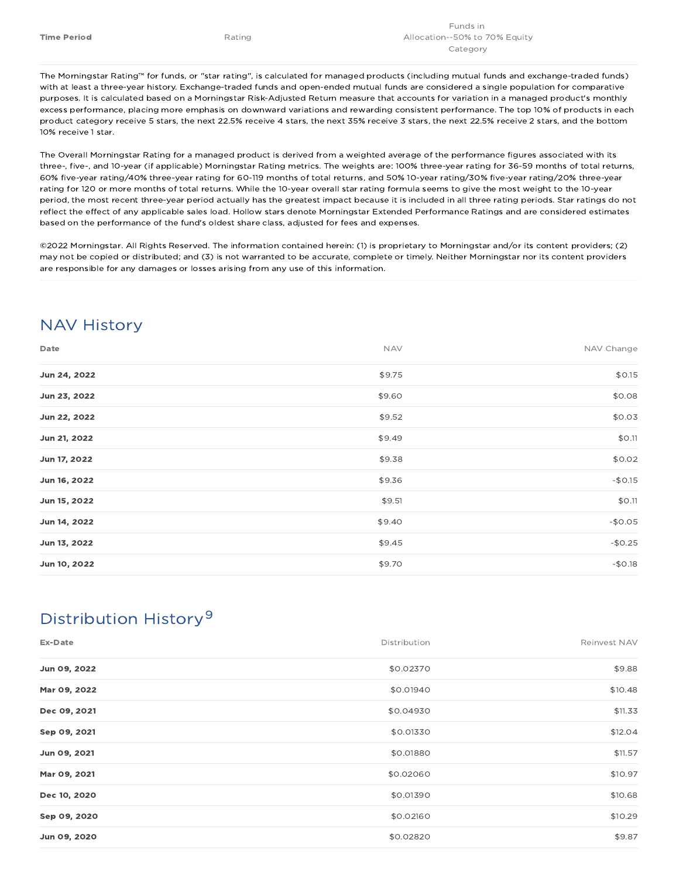| Time Period | Rating | Funds in Allocation--50% to 70% Equity Category |
|---|---|---|

The Morningstar Rating™ for funds, or "star rating", is calculated for managed products (including mutual funds and exchange-traded funds) with at least a three-year history. Exchange-traded funds and open-ended mutual funds are considered a single population for comparative purposes. It is calculated based on a Morningstar Risk-Adjusted Return measure that accounts for variation in a managed product's monthly excess performance, placing more emphasis on downward variations and rewarding consistent performance. The top 10% of products in each product category receive 5 stars, the next 22.5% receive 4 stars, the next 35% receive 3 stars, the next 22.5% receive 2 stars, and the bottom 10% receive 1 star.

The Overall Morningstar Rating for a managed product is derived from a weighted average of the performance figures associated with its three-, five-, and 10-year (if applicable) Morningstar Rating metrics. The weights are: 100% three-year rating for 36-59 months of total returns, 60% five-year rating/40% three-year rating for 60-119 months of total returns, and 50% 10-year rating/30% five-year rating/20% three-year rating for 120 or more months of total returns. While the 10-year overall star rating formula seems to give the most weight to the 10-year period, the most recent three-year period actually has the greatest impact because it is included in all three rating periods. Star ratings do not reflect the effect of any applicable sales load. Hollow stars denote Morningstar Extended Performance Ratings and are considered estimates based on the performance of the fund's oldest share class, adjusted for fees and expenses.

©2022 Morningstar. All Rights Reserved. The information contained herein: (1) is proprietary to Morningstar and/or its content providers; (2) may not be copied or distributed; and (3) is not warranted to be accurate, complete or timely. Neither Morningstar nor its content providers are responsible for any damages or losses arising from any use of this information.

## NAV History

| Date | NAV | NAV Change |
|---|---|---|
| **Jun 24, 2022** | $9.75 | $0.15 |
| **Jun 23, 2022** | $9.60 | $0.08 |
| **Jun 22, 2022** | $9.52 | $0.03 |
| **Jun 21, 2022** | $9.49 | $0.11 |
| **Jun 17, 2022** | $9.38 | $0.02 |
| **Jun 16, 2022** | $9.36 | -$0.15 |
| **Jun 15, 2022** | $9.51 | $0.11 |
| **Jun 14, 2022** | $9.40 | -$0.05 |
| **Jun 13, 2022** | $9.45 | -$0.25 |
| **Jun 10, 2022** | $9.70 | -$0.18 |

## Distribution History[9]

| Ex-Date | Distribution | Reinvest NAV |
|---|---|---|
| **Jun 09, 2022** | $0.02370 | $9.88 |
| **Mar 09, 2022** | $0.01940 | $10.48 |
| **Dec 09, 2021** | $0.04930 | $11.33 |
| **Sep 09, 2021** | $0.01330 | $12.04 |
| **Jun 09, 2021** | $0.01880 | $11.57 |
| **Mar 09, 2021** | $0.02060 | $10.97 |
| **Dec 10, 2020** | $0.01390 | $10.68 |
| **Sep 09, 2020** | $0.02160 | $10.29 |
| **Jun 09, 2020** | $0.02820 | $9.87 |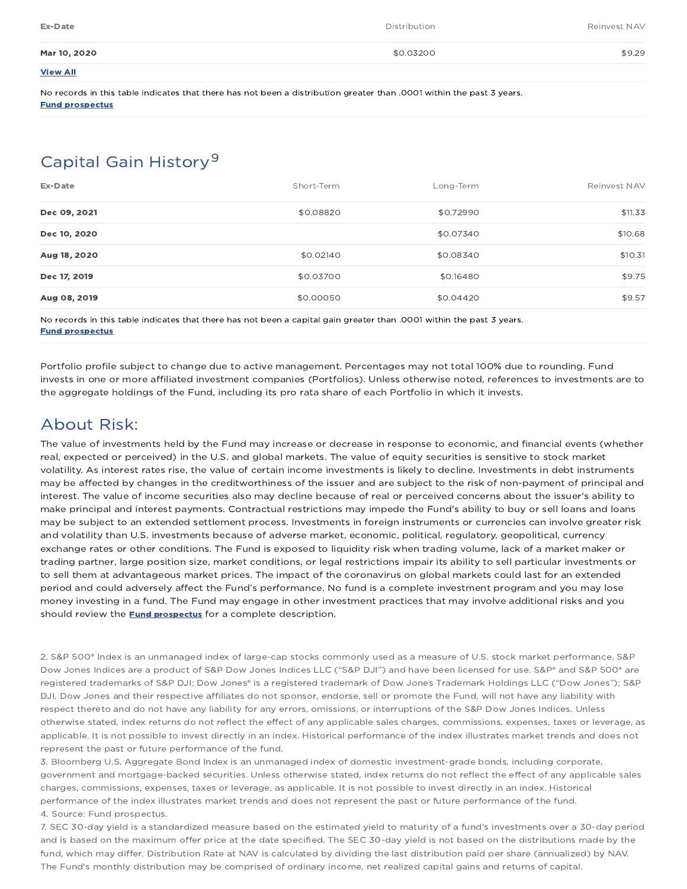| Ex-Date | Distribution | Reinvest NAV |
|---|---|---|
| **Mar 10, 2020** | $0.03200 | $9.29 |

**View All**

No records in this table indicates that there has not been a distribution greater than .0001 within the past 3 years.
**Fund prospectus**

## Capital Gain History[9]

| Ex-Date | Short-Term | Long-Term | Reinvest NAV |
|---|---|---|---|
| **Dec 09, 2021** | $0.08820 | $0.72990 | $11.33 |
| **Dec 10, 2020** | | $0.07340 | $10.68 |
| **Aug 18, 2020** | $0.02140 | $0.08340 | $10.31 |
| **Dec 17, 2019** | $0.03700 | $0.16480 | $9.75 |
| **Aug 08, 2019** | $0.00050 | $0.04420 | $9.57 |

No records in this table indicates that there has not been a capital gain greater than .0001 within the past 3 years.
**Fund prospectus**

Portfolio profile subject to change due to active management. Percentages may not total 100% due to rounding. Fund invests in one or more affiliated investment companies (Portfolios). Unless otherwise noted, references to investments are to the aggregate holdings of the Fund, including its pro rata share of each Portfolio in which it invests.

## About Risk:

The value of investments held by the Fund may increase or decrease in response to economic, and financial events (whether real, expected or perceived) in the U.S. and global markets. The value of equity securities is sensitive to stock market volatility. As interest rates rise, the value of certain income investments is likely to decline. Investments in debt instruments may be affected by changes in the creditworthiness of the issuer and are subject to the risk of non-payment of principal and interest. The value of income securities also may decline because of real or perceived concerns about the issuer's ability to make principal and interest payments. Contractual restrictions may impede the Fund's ability to buy or sell loans and loans may be subject to an extended settlement process. Investments in foreign instruments or currencies can involve greater risk and volatility than U.S. investments because of adverse market, economic, political, regulatory, geopolitical, currency exchange rates or other conditions. The Fund is exposed to liquidity risk when trading volume, lack of a market maker or trading partner, large position size, market conditions, or legal restrictions impair its ability to sell particular investments or to sell them at advantageous market prices. The impact of the coronavirus on global markets could last for an extended period and could adversely affect the Fund's performance. No fund is a complete investment program and you may lose money investing in a fund. The Fund may engage in other investment practices that may involve additional risks and you should review the **Fund prospectus** for a complete description.

2. S&P 500® Index is an unmanaged index of large-cap stocks commonly used as a measure of U.S. stock market performance. S&P Dow Jones Indices are a product of S&P Dow Jones Indices LLC ("S&P DJI") and have been licensed for use. S&P® and S&P 500® are registered trademarks of S&P DJI; Dow Jones® is a registered trademark of Dow Jones Trademark Holdings LLC ("Dow Jones"); S&P DJI, Dow Jones and their respective affiliates do not sponsor, endorse, sell or promote the Fund, will not have any liability with respect thereto and do not have any liability for any errors, omissions, or interruptions of the S&P Dow Jones Indices. Unless otherwise stated, index returns do not reflect the effect of any applicable sales charges, commissions, expenses, taxes or leverage, as applicable. It is not possible to invest directly in an index. Historical performance of the index illustrates market trends and does not represent the past or future performance of the fund.
3. Bloomberg U.S. Aggregate Bond Index is an unmanaged index of domestic investment-grade bonds, including corporate, government and mortgage-backed securities. Unless otherwise stated, index returns do not reflect the effect of any applicable sales charges, commissions, expenses, taxes or leverage, as applicable. It is not possible to invest directly in an index. Historical performance of the index illustrates market trends and does not represent the past or future performance of the fund.
4. Source: Fund prospectus.
7. SEC 30-day yield is a standardized measure based on the estimated yield to maturity of a fund's investments over a 30-day period and is based on the maximum offer price at the date specified. The SEC 30-day yield is not based on the distributions made by the fund, which may differ. Distribution Rate at NAV is calculated by dividing the last distribution paid per share (annualized) by NAV. The Fund's monthly distribution may be comprised of ordinary income, net realized capital gains and returns of capital.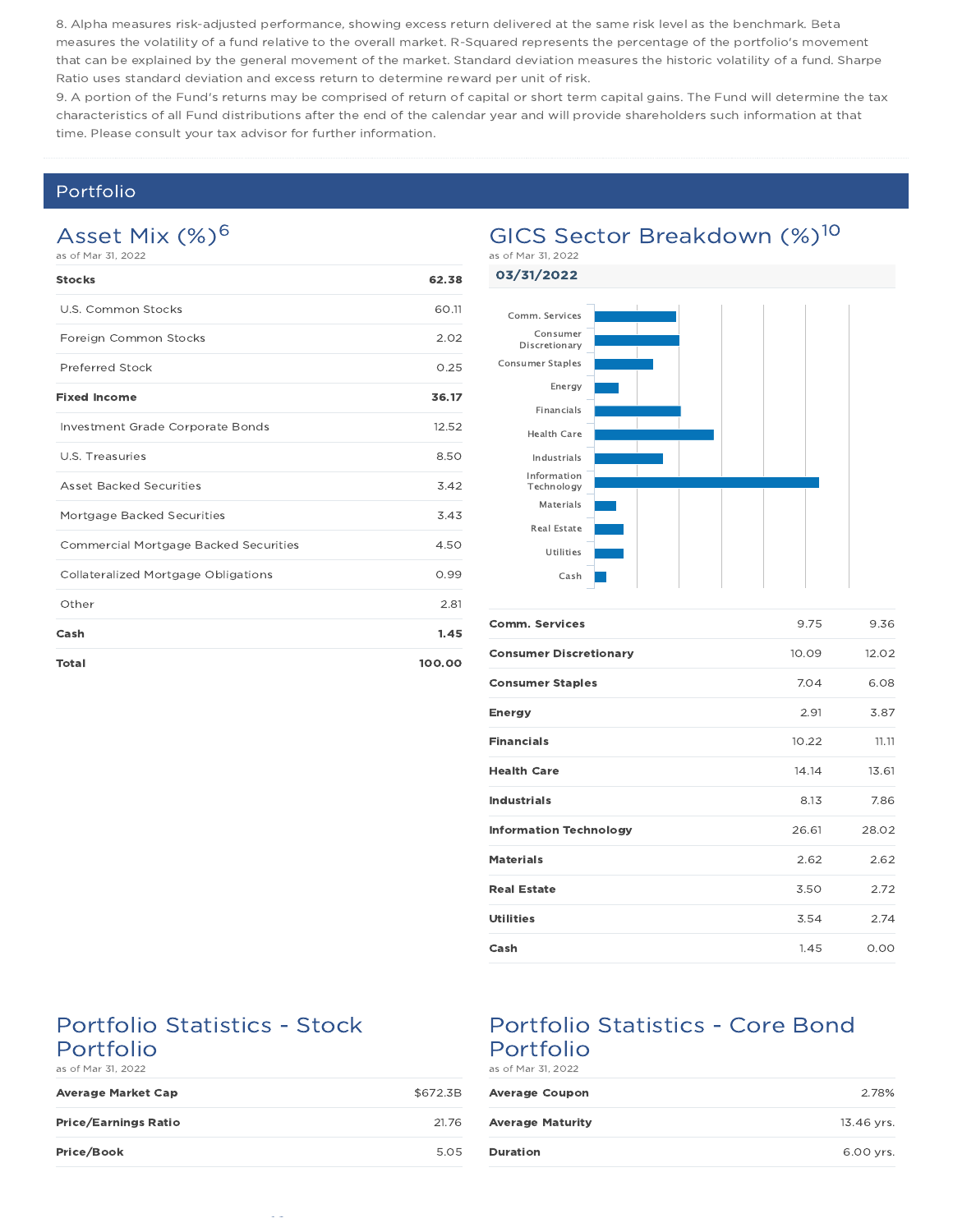8. Alpha measures risk-adjusted performance, showing excess return delivered at the same risk level as the benchmark. Beta measures the volatility of a fund relative to the overall market. R-Squared represents the percentage of the portfolio's movement that can be explained by the general movement of the market. Standard deviation measures the historic volatility of a fund. Sharpe Ratio uses standard deviation and excess return to determine reward per unit of risk.

9. A portion of the Fund's returns may be comprised of return of capital or short term capital gains. The Fund will determine the tax characteristics of all Fund distributions after the end of the calendar year and will provide shareholders such information at that time. Please consult your tax advisor for further information.

## Portfolio

### Asset Mix (%)[6]

as of Mar 31, 2022

| | |
|---|---|
| **Stocks** | **62.38** |
| U.S. Common Stocks | 60.11 |
| Foreign Common Stocks | 2.02 |
| Preferred Stock | 0.25 |
| **Fixed Income** | **36.17** |
| Investment Grade Corporate Bonds | 12.52 |
| U.S. Treasuries | 8.50 |
| Asset Backed Securities | 3.42 |
| Mortgage Backed Securities | 3.43 |
| Commercial Mortgage Backed Securities | 4.50 |
| Collateralized Mortgage Obligations | 0.99 |
| Other | 2.81 |
| **Cash** | **1.45** |
| **Total** | **100.00** |

### GICS Sector Breakdown (%)[10]

as of Mar 31, 2022

**03/31/2022**

| | | |
|---|---|---|
| **Comm. Services** | 9.75 | 9.36 |
| **Consumer Discretionary** | 10.09 | 12.02 |
| **Consumer Staples** | 7.04 | 6.08 |
| **Energy** | 2.91 | 3.87 |
| **Financials** | 10.22 | 11.11 |
| **Health Care** | 14.14 | 13.61 |
| **Industrials** | 8.13 | 7.86 |
| **Information Technology** | 26.61 | 28.02 |
| **Materials** | 2.62 | 2.62 |
| **Real Estate** | 3.50 | 2.72 |
| **Utilities** | 3.54 | 2.74 |
| **Cash** | 1.45 | 0.00 |

### Portfolio Statistics - Stock Portfolio

as of Mar 31, 2022

| | |
|---|---|
| **Average Market Cap** | $672.3B |
| **Price/Earnings Ratio** | 21.76 |
| **Price/Book** | 5.05 |

### Portfolio Statistics - Core Bond Portfolio

as of Mar 31, 2022

| | |
|---|---|
| **Average Coupon** | 2.78% |
| **Average Maturity** | 13.46 yrs. |
| **Duration** | 6.00 yrs. |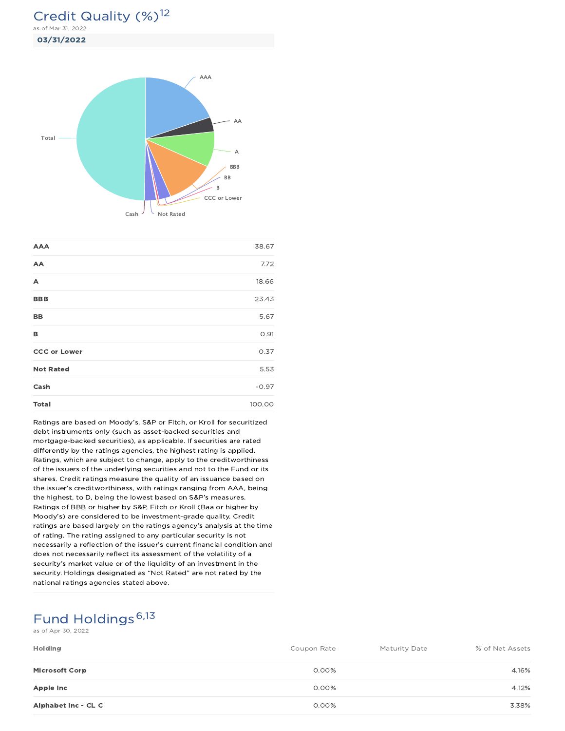## Credit Quality (%)[12]

as of Mar 31, 2022

**03/31/2022**

| | |
|---|---|
| **AAA** | 38.67 |
| **AA** | 7.72 |
| **A** | 18.66 |
| **BBB** | 23.43 |
| **BB** | 5.67 |
| **B** | 0.91 |
| **CCC or Lower** | 0.37 |
| **Not Rated** | 5.53 |
| **Cash** | -0.97 |
| **Total** | 100.00 |

Ratings are based on Moody's, S&P or Fitch, or Kroll for securitized debt instruments only (such as asset-backed securities and mortgage-backed securities), as applicable. If securities are rated differently by the ratings agencies, the highest rating is applied. Ratings, which are subject to change, apply to the creditworthiness of the issuers of the underlying securities and not to the Fund or its shares. Credit ratings measure the quality of an issuance based on the issuer's creditworthiness, with ratings ranging from AAA, being the highest, to D, being the lowest based on S&P's measures. Ratings of BBB or higher by S&P, Fitch or Kroll (Baa or higher by Moody's) are considered to be investment-grade quality. Credit ratings are based largely on the ratings agency's analysis at the time of rating. The rating assigned to any particular security is not necessarily a reflection of the issuer's current financial condition and does not necessarily reflect its assessment of the volatility of a security's market value or of the liquidity of an investment in the security. Holdings designated as "Not Rated" are not rated by the national ratings agencies stated above.

## Fund Holdings[6,13]

as of Apr 30, 2022

| Holding | Coupon Rate | Maturity Date | % of Net Assets |
|---|---|---|---|
| **Microsoft Corp** | 0.00% | | 4.16% |
| **Apple Inc** | 0.00% | | 4.12% |
| **Alphabet Inc - CL C** | 0.00% | | 3.38% |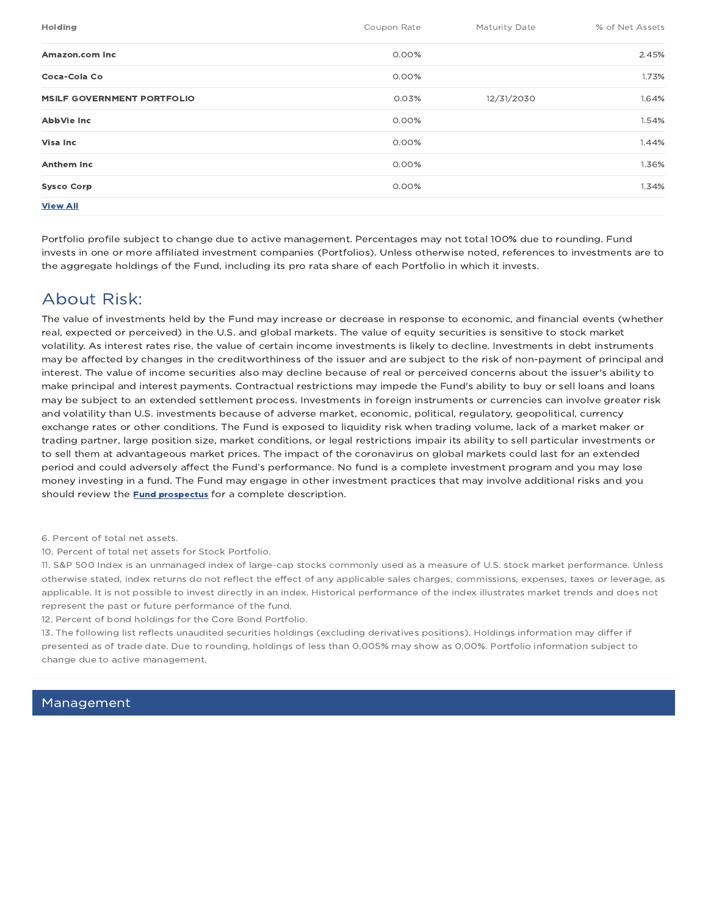| Holding | Coupon Rate | Maturity Date | % of Net Assets |
|---|---|---|---|
| **Amazon.com Inc** | 0.00% | | 2.45% |
| **Coca-Cola Co** | 0.00% | | 1.73% |
| **MSILF GOVERNMENT PORTFOLIO** | 0.03% | 12/31/2030 | 1.64% |
| **AbbVie Inc** | 0.00% | | 1.54% |
| **Visa Inc** | 0.00% | | 1.44% |
| **Anthem Inc** | 0.00% | | 1.36% |
| **Sysco Corp** | 0.00% | | 1.34% |

**View All**

Portfolio profile subject to change due to active management. Percentages may not total 100% due to rounding. Fund invests in one or more affiliated investment companies (Portfolios). Unless otherwise noted, references to investments are to the aggregate holdings of the Fund, including its pro rata share of each Portfolio in which it invests.

## About Risk:

The value of investments held by the Fund may increase or decrease in response to economic, and financial events (whether real, expected or perceived) in the U.S. and global markets. The value of equity securities is sensitive to stock market volatility. As interest rates rise, the value of certain income investments is likely to decline. Investments in debt instruments may be affected by changes in the creditworthiness of the issuer and are subject to the risk of non-payment of principal and interest. The value of income securities also may decline because of real or perceived concerns about the issuer's ability to make principal and interest payments. Contractual restrictions may impede the Fund's ability to buy or sell loans and loans may be subject to an extended settlement process. Investments in foreign instruments or currencies can involve greater risk and volatility than U.S. investments because of adverse market, economic, political, regulatory, geopolitical, currency exchange rates or other conditions. The Fund is exposed to liquidity risk when trading volume, lack of a market maker or trading partner, large position size, market conditions, or legal restrictions impair its ability to sell particular investments or to sell them at advantageous market prices. The impact of the coronavirus on global markets could last for an extended period and could adversely affect the Fund's performance. No fund is a complete investment program and you may lose money investing in a fund. The Fund may engage in other investment practices that may involve additional risks and you should review the **Fund prospectus** for a complete description.

6. Percent of total net assets.
10. Percent of total net assets for Stock Portfolio.
11. S&P 500 Index is an unmanaged index of large-cap stocks commonly used as a measure of U.S. stock market performance. Unless otherwise stated, index returns do not reflect the effect of any applicable sales charges, commissions, expenses, taxes or leverage, as applicable. It is not possible to invest directly in an index. Historical performance of the index illustrates market trends and does not represent the past or future performance of the fund.
12. Percent of bond holdings for the Core Bond Portfolio.
13. The following list reflects unaudited securities holdings (excluding derivatives positions). Holdings information may differ if presented as of trade date. Due to rounding, holdings of less than 0.005% may show as 0.00%. Portfolio information subject to change due to active management.

## Management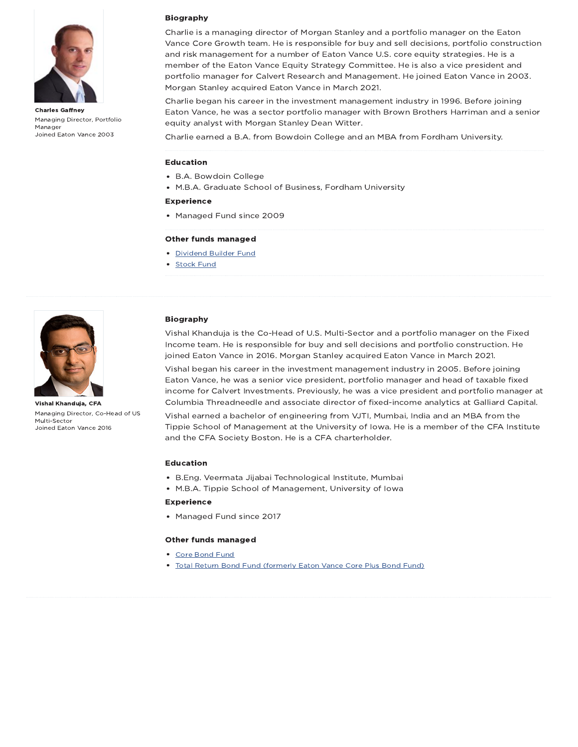**Charles Gaffney**

Managing Director, Portfolio Manager

Joined Eaton Vance 2003

### Biography

Charlie is a managing director of Morgan Stanley and a portfolio manager on the Eaton Vance Core Growth team. He is responsible for buy and sell decisions, portfolio construction and risk management for a number of Eaton Vance U.S. core equity strategies. He is a member of the Eaton Vance Equity Strategy Committee. He is also a vice president and portfolio manager for Calvert Research and Management. He joined Eaton Vance in 2003. Morgan Stanley acquired Eaton Vance in March 2021.

Charlie began his career in the investment management industry in 1996. Before joining Eaton Vance, he was a sector portfolio manager with Brown Brothers Harriman and a senior equity analyst with Morgan Stanley Dean Witter.

Charlie earned a B.A. from Bowdoin College and an MBA from Fordham University.

### Education

- B.A. Bowdoin College
- M.B.A. Graduate School of Business, Fordham University

### Experience

- Managed Fund since 2009

### Other funds managed

- Dividend Builder Fund
- Stock Fund

---

**Vishal Khanduja, CFA**

Managing Director, Co-Head of US Multi-Sector

Joined Eaton Vance 2016

### Biography

Vishal Khanduja is the Co-Head of U.S. Multi-Sector and a portfolio manager on the Fixed Income team. He is responsible for buy and sell decisions and portfolio construction. He joined Eaton Vance in 2016. Morgan Stanley acquired Eaton Vance in March 2021.

Vishal began his career in the investment management industry in 2005. Before joining Eaton Vance, he was a senior vice president, portfolio manager and head of taxable fixed income for Calvert Investments. Previously, he was a vice president and portfolio manager at Columbia Threadneedle and associate director of fixed-income analytics at Galliard Capital.

Vishal earned a bachelor of engineering from VJTI, Mumbai, India and an MBA from the Tippie School of Management at the University of Iowa. He is a member of the CFA Institute and the CFA Society Boston. He is a CFA charterholder.

### Education

- B.Eng. Veermata Jijabai Technological Institute, Mumbai
- M.B.A. Tippie School of Management, University of Iowa

### Experience

- Managed Fund since 2017

### Other funds managed

- Core Bond Fund
- Total Return Bond Fund (formerly Eaton Vance Core Plus Bond Fund)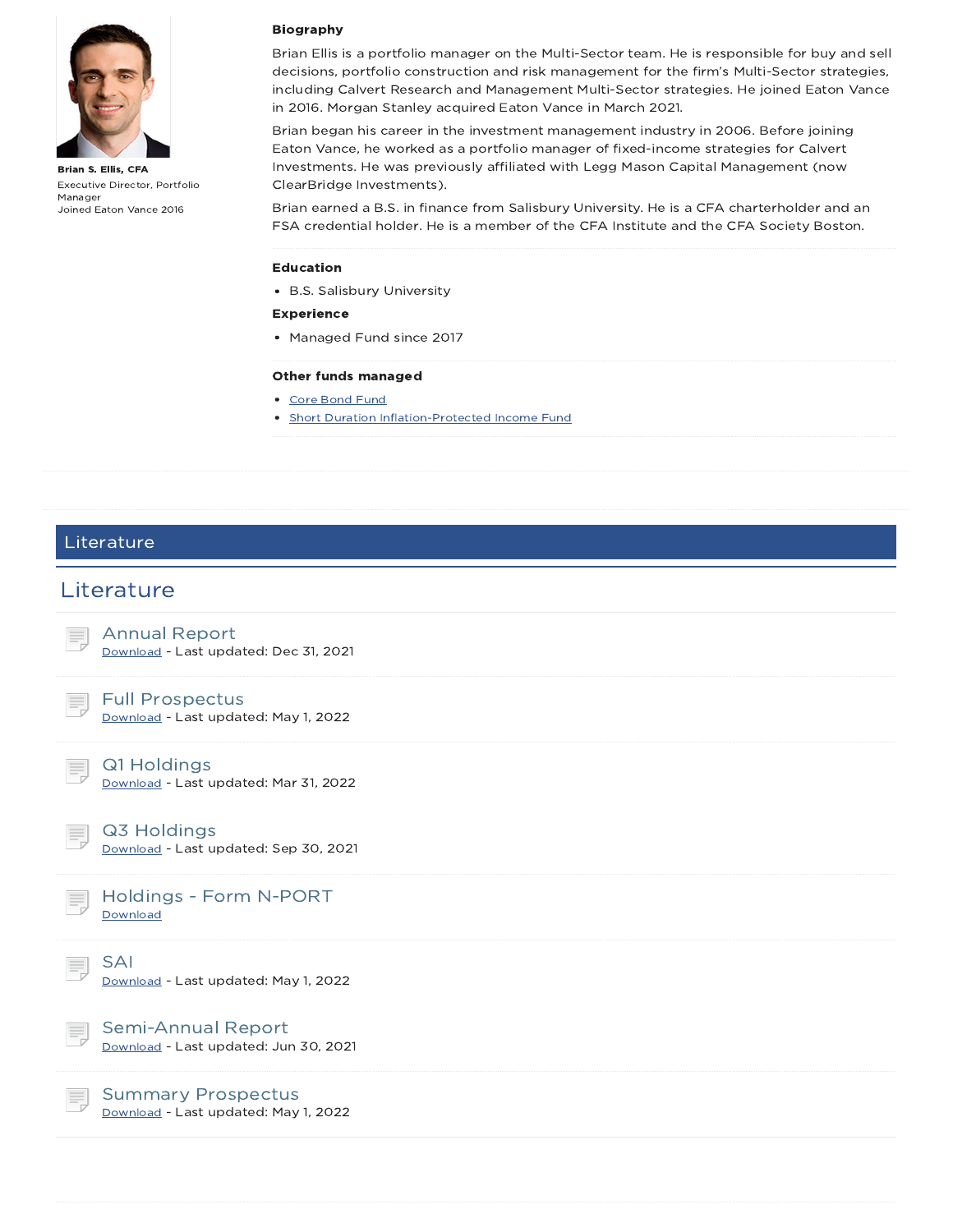**Brian S. Ellis, CFA**

Executive Director, Portfolio Manager

Joined Eaton Vance 2016

**Biography**

Brian Ellis is a portfolio manager on the Multi-Sector team. He is responsible for buy and sell decisions, portfolio construction and risk management for the firm's Multi-Sector strategies, including Calvert Research and Management Multi-Sector strategies. He joined Eaton Vance in 2016. Morgan Stanley acquired Eaton Vance in March 2021.

Brian began his career in the investment management industry in 2006. Before joining Eaton Vance, he worked as a portfolio manager of fixed-income strategies for Calvert Investments. He was previously affiliated with Legg Mason Capital Management (now ClearBridge Investments).

Brian earned a B.S. in finance from Salisbury University. He is a CFA charterholder and an FSA credential holder. He is a member of the CFA Institute and the CFA Society Boston.

**Education**

- B.S. Salisbury University

**Experience**

- Managed Fund since 2017

**Other funds managed**

- Core Bond Fund
- Short Duration Inflation-Protected Income Fund

## Literature

## Literature

### Annual Report
Download - Last updated: Dec 31, 2021

### Full Prospectus
Download - Last updated: May 1, 2022

### Q1 Holdings
Download - Last updated: Mar 31, 2022

### Q3 Holdings
Download - Last updated: Sep 30, 2021

### Holdings - Form N-PORT
Download

### SAI
Download - Last updated: May 1, 2022

### Semi-Annual Report
Download - Last updated: Jun 30, 2021

### Summary Prospectus
Download - Last updated: May 1, 2022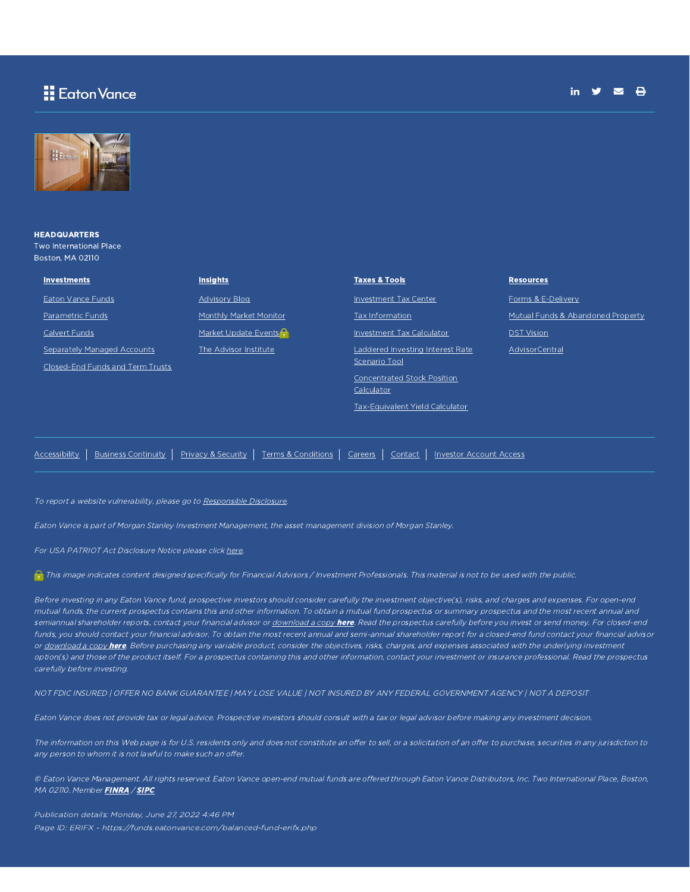Eaton Vance

**HEADQUARTERS**
Two International Place
Boston, MA 02110

**Investments**

- Eaton Vance Funds
- Parametric Funds
- Calvert Funds
- Separately Managed Accounts
- Closed-End Funds and Term Trusts

**Insights**

- Advisory Blog
- Monthly Market Monitor
- Market Update Events
- The Advisor Institute

**Taxes & Tools**

- Investment Tax Center
- Tax Information
- Investment Tax Calculator
- Laddered Investing Interest Rate Scenario Tool
- Concentrated Stock Position Calculator
- Tax-Equivalent Yield Calculator

**Resources**

- Forms & E-Delivery
- Mutual Funds & Abandoned Property
- DST Vision
- AdvisorCentral

Accessibility | Business Continuity | Privacy & Security | Terms & Conditions | Careers | Contact | Investor Account Access

*To report a website vulnerability, please go to Responsible Disclosure.*

*Eaton Vance is part of Morgan Stanley Investment Management, the asset management division of Morgan Stanley.*

*For USA PATRIOT Act Disclosure Notice please click here.*

*This image indicates content designed specifically for Financial Advisors / Investment Professionals. This material is not to be used with the public.*

*Before investing in any Eaton Vance fund, prospective investors should consider carefully the investment objective(s), risks, and charges and expenses. For open-end mutual funds, the current prospectus contains this and other information. To obtain a mutual fund prospectus or summary prospectus and the most recent annual and semiannual shareholder reports, contact your financial advisor or download a copy **here**. Read the prospectus carefully before you invest or send money. For closed-end funds, you should contact your financial advisor. To obtain the most recent annual and semi-annual shareholder report for a closed-end fund contact your financial advisor or download a copy **here**. Before purchasing any variable product, consider the objectives, risks, charges, and expenses associated with the underlying investment option(s) and those of the product itself. For a prospectus containing this and other information, contact your investment or insurance professional. Read the prospectus carefully before investing.*

*NOT FDIC INSURED | OFFER NO BANK GUARANTEE | MAY LOSE VALUE | NOT INSURED BY ANY FEDERAL GOVERNMENT AGENCY | NOT A DEPOSIT*

*Eaton Vance does not provide tax or legal advice. Prospective investors should consult with a tax or legal advisor before making any investment decision.*

*The information on this Web page is for U.S. residents only and does not constitute an offer to sell, or a solicitation of an offer to purchase, securities in any jurisdiction to any person to whom it is not lawful to make such an offer.*

*© Eaton Vance Management. All rights reserved. Eaton Vance open-end mutual funds are offered through Eaton Vance Distributors, Inc. Two International Place, Boston, MA 02110. Member **FINRA** / **SIPC***

*Publication details: Monday, June 27, 2022 4:46 PM*
*Page ID: ERIFX - https://funds.eatonvance.com/balanced-fund-erifx.php*